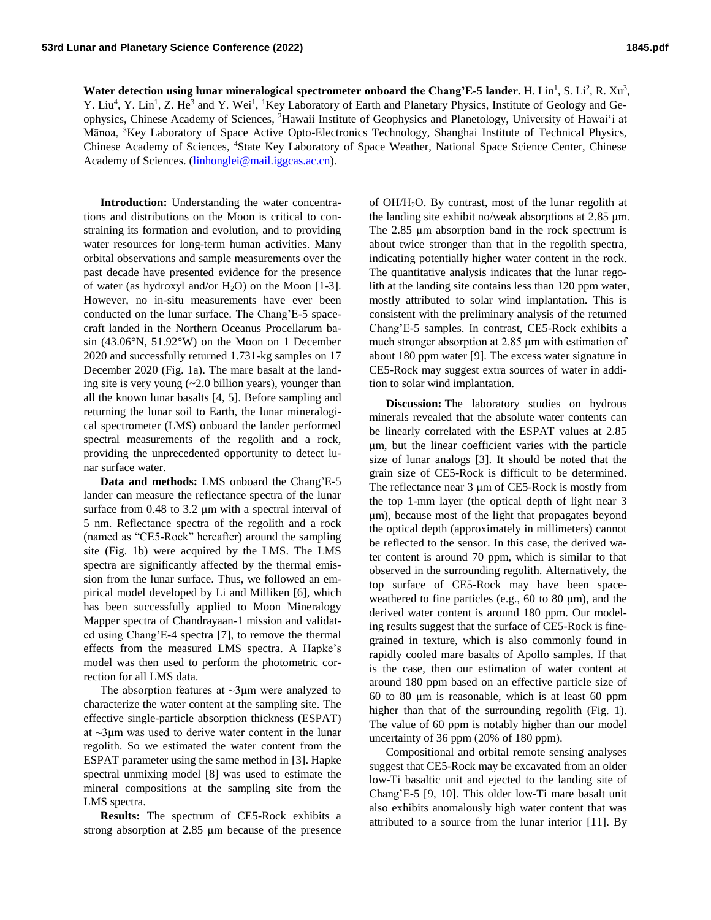**Water detection using lunar mineralogical spectrometer onboard the Chang'E-5 lander.** H. Lin[1], S. Li[2], R. Xu[3], Y. Liu[4], Y. Lin[1], Z. He[3] and Y. Wei[1], [1]Key Laboratory of Earth and Planetary Physics, Institute of Geology and Geophysics, Chinese Academy of Sciences, [2]Hawaii Institute of Geophysics and Planetology, University of Hawai'i at Mānoa, [3]Key Laboratory of Space Active Opto-Electronics Technology, Shanghai Institute of Technical Physics, Chinese Academy of Sciences, [4]State Key Laboratory of Space Weather, National Space Science Center, Chinese Academy of Sciences. (linhonglei@mail.iggcas.ac.cn).

**Introduction:** Understanding the water concentrations and distributions on the Moon is critical to constraining its formation and evolution, and to providing water resources for long-term human activities. Many orbital observations and sample measurements over the past decade have presented evidence for the presence of water (as hydroxyl and/or $H_2O$) on the Moon [1-3]. However, no in-situ measurements have ever been conducted on the lunar surface. The Chang'E-5 spacecraft landed in the Northern Oceanus Procellarum basin (43.06°N, 51.92°W) on the Moon on 1 December 2020 and successfully returned 1.731-kg samples on 17 December 2020 (Fig. 1a). The mare basalt at the landing site is very young (~2.0 billion years), younger than all the known lunar basalts [4, 5]. Before sampling and returning the lunar soil to Earth, the lunar mineralogical spectrometer (LMS) onboard the lander performed spectral measurements of the regolith and a rock, providing the unprecedented opportunity to detect lunar surface water.

**Data and methods:** LMS onboard the Chang'E-5 lander can measure the reflectance spectra of the lunar surface from 0.48 to 3.2 μm with a spectral interval of 5 nm. Reflectance spectra of the regolith and a rock (named as "CE5-Rock" hereafter) around the sampling site (Fig. 1b) were acquired by the LMS. The LMS spectra are significantly affected by the thermal emission from the lunar surface. Thus, we followed an empirical model developed by Li and Milliken [6], which has been successfully applied to Moon Mineralogy Mapper spectra of Chandrayaan-1 mission and validated using Chang'E-4 spectra [7], to remove the thermal effects from the measured LMS spectra. A Hapke's model was then used to perform the photometric correction for all LMS data.

The absorption features at ~3μm were analyzed to characterize the water content at the sampling site. The effective single-particle absorption thickness (ESPAT) at ~3μm was used to derive water content in the lunar regolith. So we estimated the water content from the ESPAT parameter using the same method in [3]. Hapke spectral unmixing model [8] was used to estimate the mineral compositions at the sampling site from the LMS spectra.

**Results:** The spectrum of CE5-Rock exhibits a strong absorption at 2.85 μm because of the presence of $OH/H_2O$. By contrast, most of the lunar regolith at the landing site exhibit no/weak absorptions at 2.85 μm. The 2.85 μm absorption band in the rock spectrum is about twice stronger than that in the regolith spectra, indicating potentially higher water content in the rock. The quantitative analysis indicates that the lunar regolith at the landing site contains less than 120 ppm water, mostly attributed to solar wind implantation. This is consistent with the preliminary analysis of the returned Chang'E-5 samples. In contrast, CE5-Rock exhibits a much stronger absorption at 2.85 μm with estimation of about 180 ppm water [9]. The excess water signature in CE5-Rock may suggest extra sources of water in addition to solar wind implantation.

**Discussion:** The laboratory studies on hydrous minerals revealed that the absolute water contents can be linearly correlated with the ESPAT values at 2.85 μm, but the linear coefficient varies with the particle size of lunar analogs [3]. It should be noted that the grain size of CE5-Rock is difficult to be determined. The reflectance near 3 μm of CE5-Rock is mostly from the top 1-mm layer (the optical depth of light near 3 μm), because most of the light that propagates beyond the optical depth (approximately in millimeters) cannot be reflected to the sensor. In this case, the derived water content is around 70 ppm, which is similar to that observed in the surrounding regolith. Alternatively, the top surface of CE5-Rock may have been space-weathered to fine particles (e.g., 60 to 80 μm), and the derived water content is around 180 ppm. Our modeling results suggest that the surface of CE5-Rock is fine-grained in texture, which is also commonly found in rapidly cooled mare basalts of Apollo samples. If that is the case, then our estimation of water content at around 180 ppm based on an effective particle size of 60 to 80 μm is reasonable, which is at least 60 ppm higher than that of the surrounding regolith (Fig. 1). The value of 60 ppm is notably higher than our model uncertainty of 36 ppm (20% of 180 ppm).

Compositional and orbital remote sensing analyses suggest that CE5-Rock may be excavated from an older low-Ti basaltic unit and ejected to the landing site of Chang'E-5 [9, 10]. This older low-Ti mare basalt unit also exhibits anomalously high water content that was attributed to a source from the lunar interior [11]. By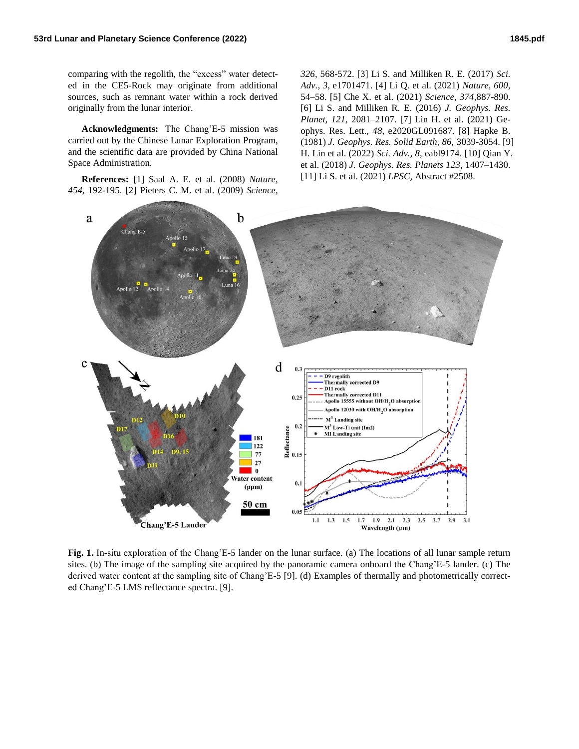comparing with the regolith, the “excess” water detected in the CE5-Rock may originate from additional sources, such as remnant water within a rock derived originally from the lunar interior.

**Acknowledgments:** The Chang’E-5 mission was carried out by the Chinese Lunar Exploration Program, and the scientific data are provided by China National Space Administration.

**References:** [1] Saal A. E. et al. (2008) *Nature, 454,* 192-195. [2] Pieters C. M. et al. (2009) *Science, 326,* 568-572. [3] Li S. and Milliken R. E. (2017) *Sci. Adv., 3,* e1701471. [4] Li Q. et al. (2021) *Nature, 600,* 54–58. [5] Che X. et al. (2021) *Science, 374,*887-890. [6] Li S. and Milliken R. E. (2016) *J. Geophys. Res. Planet, 121,* 2081–2107. [7] Lin H. et al. (2021) Geophys. Res. Lett., *48,* e2020GL091687. [8] Hapke B. (1981) *J. Geophys. Res. Solid Earth, 86,* 3039-3054. [9] H. Lin et al. (2022) *Sci. Adv., 8,* eabl9174. [10] Qian Y. et al. (2018) *J. Geophys. Res. Planets 123,* 1407–1430. [11] Li S. et al. (2021) *LPSC,* Abstract #2508.

a

Chang’E-5
Apollo 15
Apollo 17
Luna 24
Luna 20
Apollo 11
Luna 16
Apollo 12
Apollo 14
Apollo 16

b

c

N

D10
D12
D17
D16
D14
D9, 15
D11

181
122
77
27
0
Water content (ppm)

50 cm

Chang’E-5 Lander

d

D9 regolith
Thermally corrected D9
D11 rock
Thermally corrected D11
Apollo 15555 without $OH/H_2O$ absorption
Apollo 12030 with $OH/H_2O$ absorption
$M^3$ Landing site
$M^3$ Low-Ti unit (Im2)
* MI Landing site

Reflectance
0.3
0.25
0.2
0.15
0.1
0.05

1.1 1.3 1.5 1.7 1.9 2.1 2.3 2.5 2.7 2.9 3.1
Wavelength ($\mu$m)

**Fig. 1.** In-situ exploration of the Chang’E-5 lander on the lunar surface. (a) The locations of all lunar sample return sites. (b) The image of the sampling site acquired by the panoramic camera onboard the Chang’E-5 lander. (c) The derived water content at the sampling site of Chang’E-5 [9]. (d) Examples of thermally and photometrically corrected Chang’E-5 LMS reflectance spectra. [9].